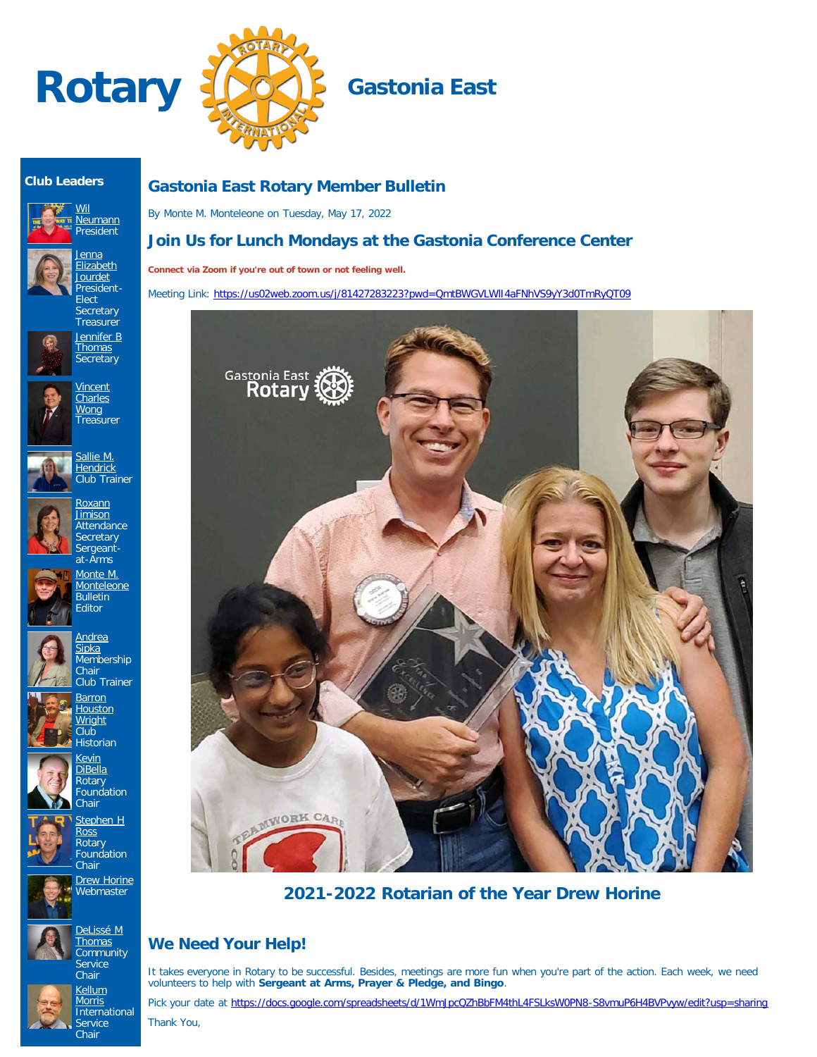# Rotary Gastonia East

## Club Leaders

- Wil Neumann — President
- Jenna Elizabeth Jourdet — President-Elect, Secretary, Treasurer
- Jennifer B Thomas — Secretary
- Vincent Charles Wong — Treasurer
- Sallie M. Hendrick — Club Trainer
- Roxann Jimison — Attendance Secretary, Sergeant-at-Arms
- Monte M. Monteleone — Bulletin Editor
- Andrea Sipka — Membership Chair, Club Trainer
- Barron Houston Wright — Club Historian
- Kevin DiBella — Rotary Foundation Chair
- Stephen H Ross — Rotary Foundation Chair
- Drew Horine — Webmaster
- DeLissé M Thomas — Community Service Chair
- Kellum Morris — International Service Chair

## Gastonia East Rotary Member Bulletin

By Monte M. Monteleone on Tuesday, May 17, 2022

## Join Us for Lunch Mondays at the Gastonia Conference Center

**Connect via Zoom if you're out of town or not feeling well.**

Meeting Link: https://us02web.zoom.us/j/81427283223?pwd=QmtBWGVLWlI4aFNhVS9yY3d0TmRyQT09

**2021-2022 Rotarian of the Year Drew Horine**

## We Need Your Help!

It takes everyone in Rotary to be successful. Besides, meetings are more fun when you're part of the action. Each week, we need volunteers to help with **Sergeant at Arms, Prayer & Pledge, and Bingo**.

Pick your date at https://docs.google.com/spreadsheets/d/1WmJpcQZhBbFM4thL4FSLksW0PN8-S8vmuP6H4BVPvyw/edit?usp=sharing

Thank You,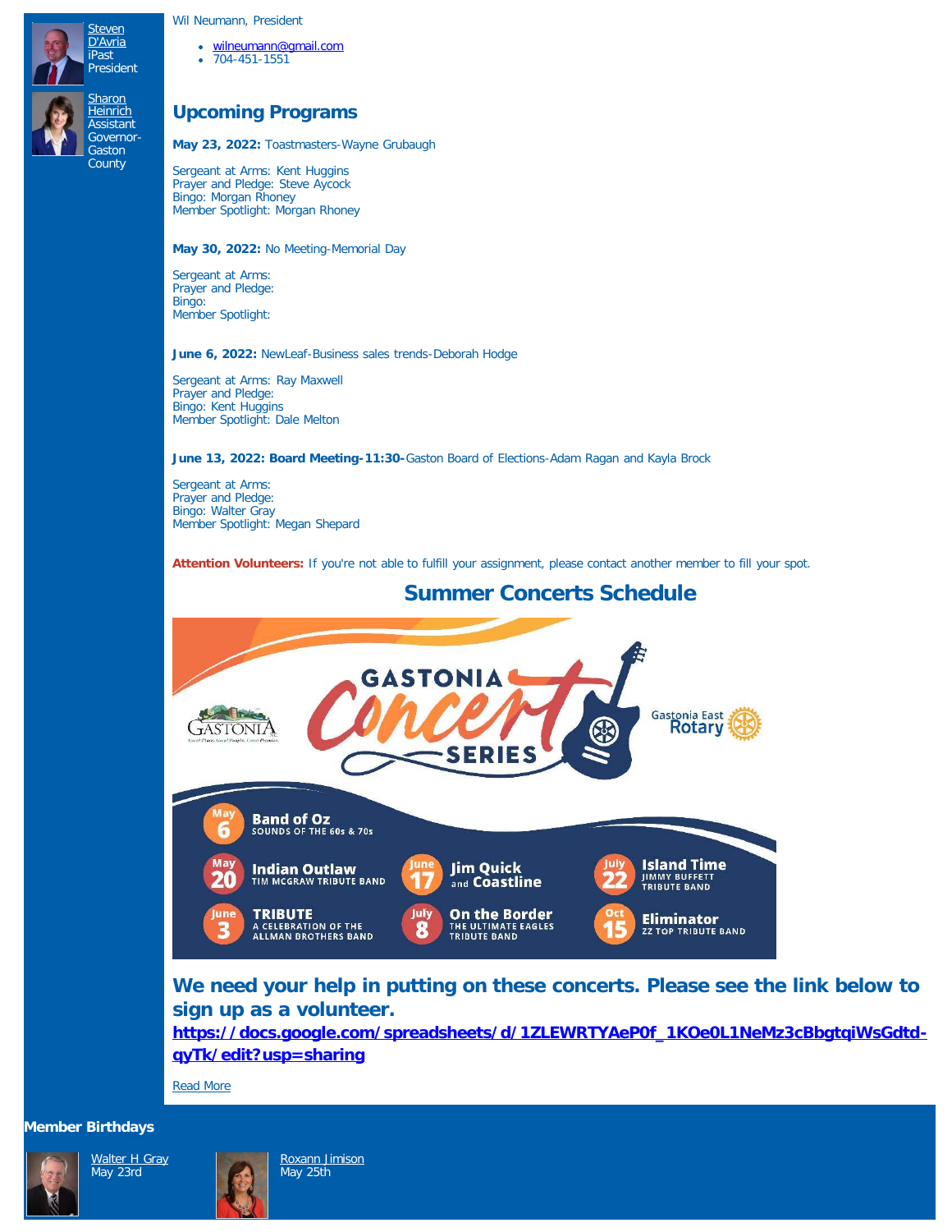[Steven D'Avria](#)
iPast President

[Sharon Heinrich](#)
Assistant Governor-Gaston County

Wil Neumann, President

- [wilneumann@gmail.com](mailto:wilneumann@gmail.com)
- 704-451-1551

## Upcoming Programs

**May 23, 2022:** Toastmasters-Wayne Grubaugh

Sergeant at Arms: Kent Huggins
Prayer and Pledge: Steve Aycock
Bingo: Morgan Rhoney
Member Spotlight: Morgan Rhoney

**May 30, 2022:** No Meeting-Memorial Day

Sergeant at Arms:
Prayer and Pledge:
Bingo:
Member Spotlight:

**June 6, 2022:** NewLeaf-Business sales trends-Deborah Hodge

Sergeant at Arms: Ray Maxwell
Prayer and Pledge:
Bingo: Kent Huggins
Member Spotlight: Dale Melton

**June 13, 2022: Board Meeting-11:30-**Gaston Board of Elections-Adam Ragan and Kayla Brock

Sergeant at Arms:
Prayer and Pledge:
Bingo: Walter Gray
Member Spotlight: Megan Shepard

**Attention Volunteers:** If you're not able to fulfill your assignment, please contact another member to fill your spot.

## Summer Concerts Schedule

GASTONIA Concert SERIES — Gastonia East Rotary

- May 6 — Band of Oz: Sounds of the 60s & 70s
- May 20 — Indian Outlaw: Tim McGraw Tribute Band
- June 3 — Tribute: A Celebration of the Allman Brothers Band
- June 17 — Jim Quick and Coastline
- July 8 — On the Border: The Ultimate Eagles Tribute Band
- July 22 — Island Time: Jimmy Buffett Tribute Band
- Oct 15 — Eliminator: ZZ Top Tribute Band

### We need your help in putting on these concerts. Please see the link below to sign up as a volunteer.

**[https://docs.google.com/spreadsheets/d/1ZLEWRTYAeP0f_1KOe0L1NeMz3cBbgtqiWsGdtd-qyTk/edit?usp=sharing](https://docs.google.com/spreadsheets/d/1ZLEWRTYAeP0f_1KOe0L1NeMz3cBbgtqiWsGdtd-qyTk/edit?usp=sharing)**

[Read More](#)

### Member Birthdays

[Walter H Gray](#)
May 23rd

[Roxann Jimison](#)
May 25th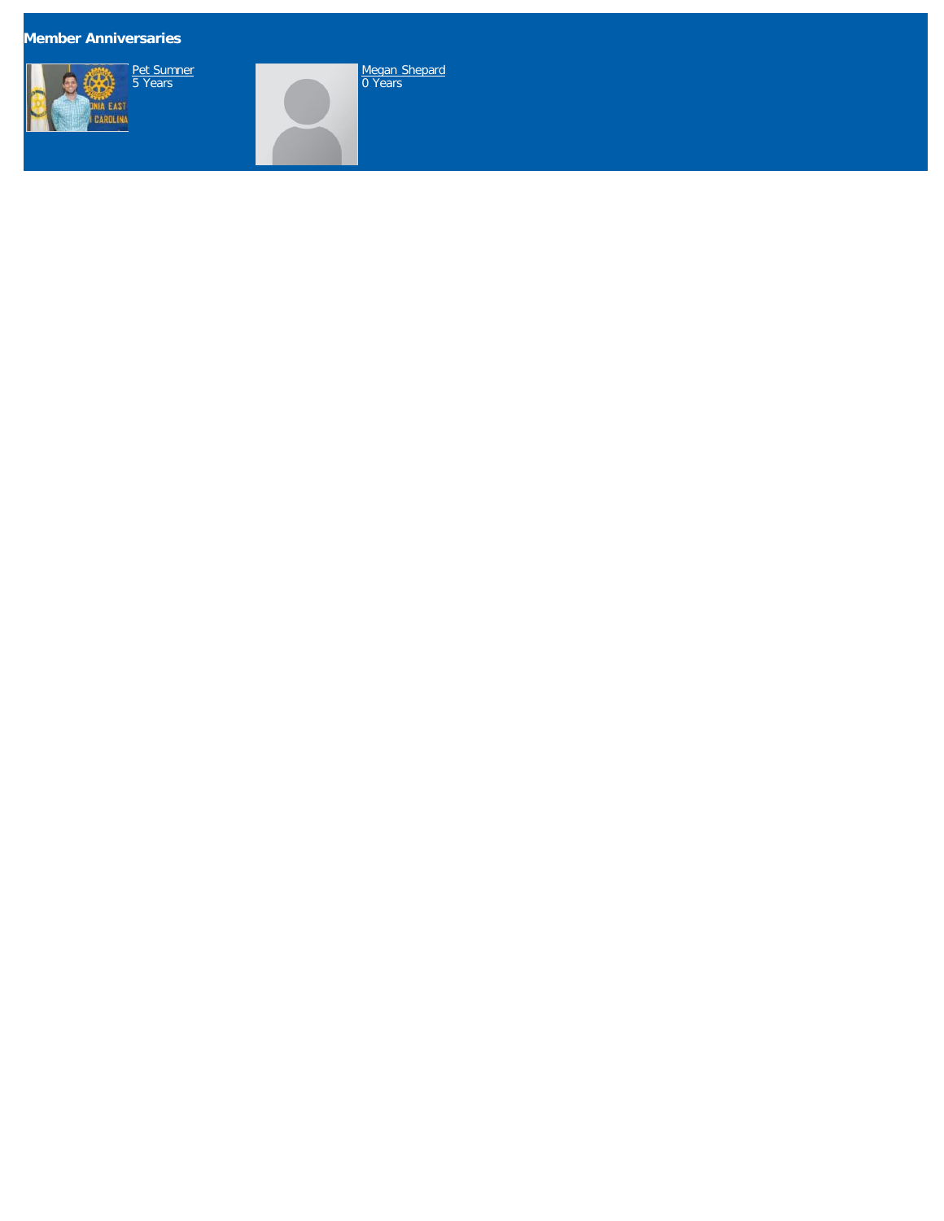## Member Anniversaries

[Pet Sumner]
5 Years

[Megan Shepard]
0 Years